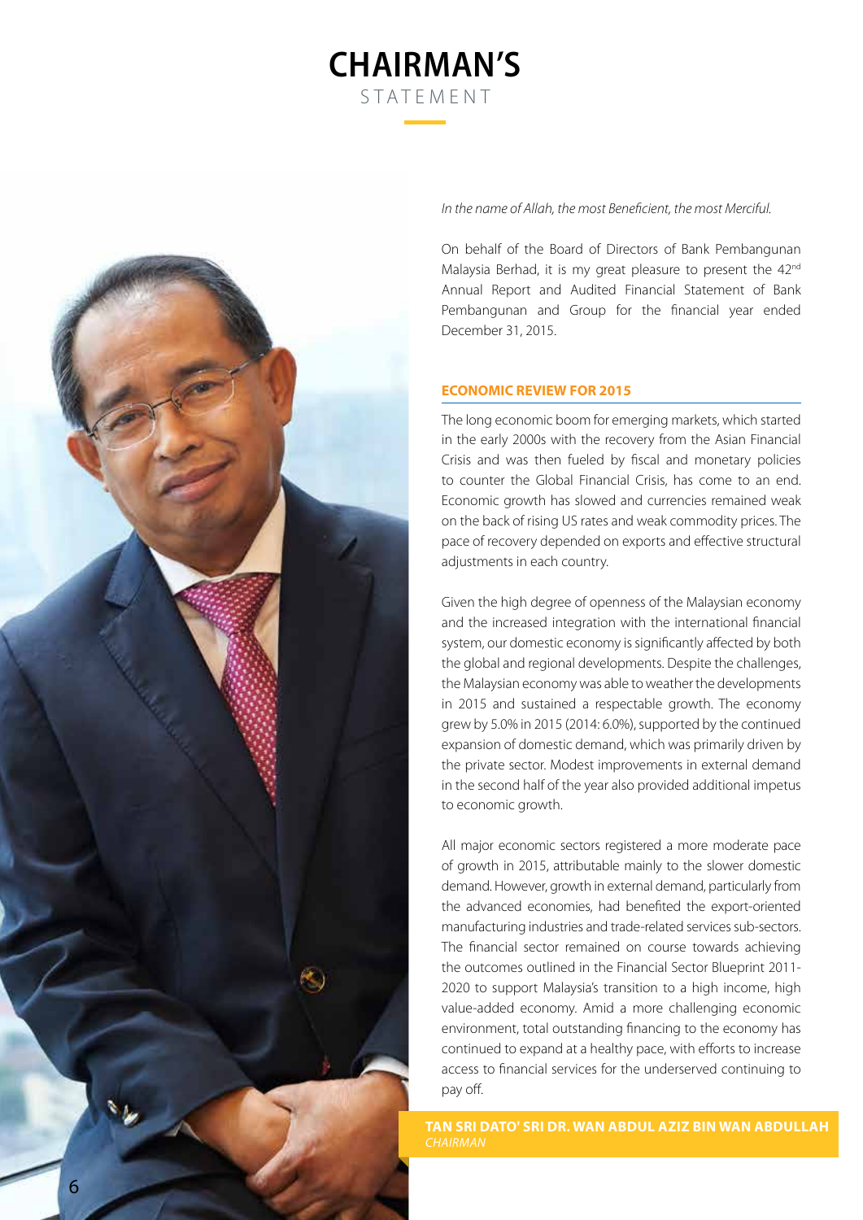# CHAIRMAN'S STATEMENT

*In the name of Allah, the most Beneficient, the most Merciful.*

On behalf of the Board of Directors of Bank Pembangunan Malaysia Berhad, it is my great pleasure to present the 42nd Annual Report and Audited Financial Statement of Bank Pembangunan and Group for the financial year ended December 31, 2015.

## ECONOMIC REVIEW FOR 2015

The long economic boom for emerging markets, which started in the early 2000s with the recovery from the Asian Financial Crisis and was then fueled by fiscal and monetary policies to counter the Global Financial Crisis, has come to an end. Economic growth has slowed and currencies remained weak on the back of rising US rates and weak commodity prices. The pace of recovery depended on exports and effective structural adjustments in each country.

Given the high degree of openness of the Malaysian economy and the increased integration with the international financial system, our domestic economy is significantly affected by both the global and regional developments. Despite the challenges, the Malaysian economy was able to weather the developments in 2015 and sustained a respectable growth. The economy grew by 5.0% in 2015 (2014: 6.0%), supported by the continued expansion of domestic demand, which was primarily driven by the private sector. Modest improvements in external demand in the second half of the year also provided additional impetus to economic growth.

All major economic sectors registered a more moderate pace of growth in 2015, attributable mainly to the slower domestic demand. However, growth in external demand, particularly from the advanced economies, had benefited the export-oriented manufacturing industries and trade-related services sub-sectors. The financial sector remained on course towards achieving the outcomes outlined in the Financial Sector Blueprint 2011-2020 to support Malaysia's transition to a high income, high value-added economy. Amid a more challenging economic environment, total outstanding financing to the economy has continued to expand at a healthy pace, with efforts to increase access to financial services for the underserved continuing to pay off.

**TAN SRI DATO' SRI DR. WAN ABDUL AZIZ BIN WAN ABDULLAH**
*CHAIRMAN*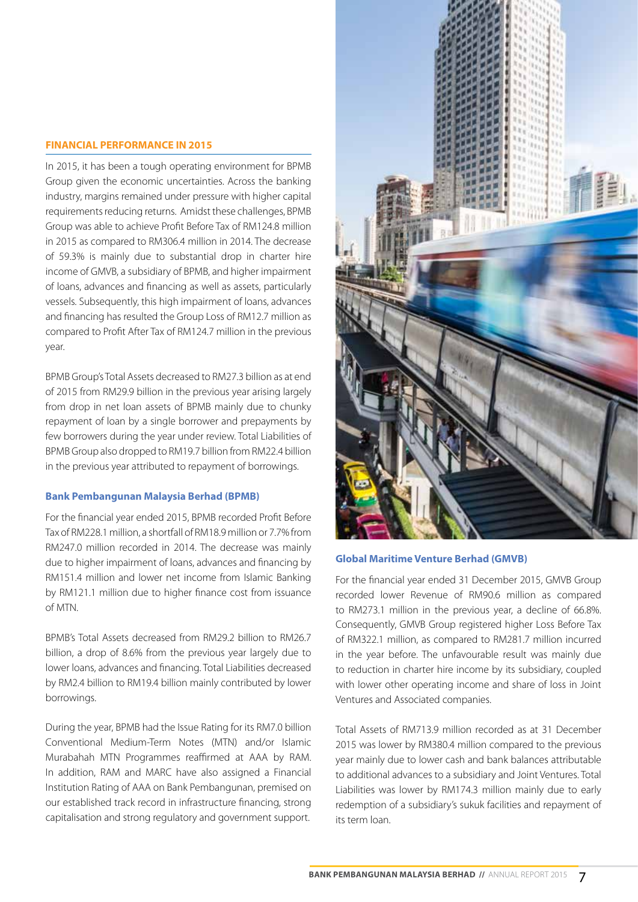## FINANCIAL PERFORMANCE IN 2015

In 2015, it has been a tough operating environment for BPMB Group given the economic uncertainties. Across the banking industry, margins remained under pressure with higher capital requirements reducing returns. Amidst these challenges, BPMB Group was able to achieve Profit Before Tax of RM124.8 million in 2015 as compared to RM306.4 million in 2014. The decrease of 59.3% is mainly due to substantial drop in charter hire income of GMVB, a subsidiary of BPMB, and higher impairment of loans, advances and financing as well as assets, particularly vessels. Subsequently, this high impairment of loans, advances and financing has resulted the Group Loss of RM12.7 million as compared to Profit After Tax of RM124.7 million in the previous year.

BPMB Group's Total Assets decreased to RM27.3 billion as at end of 2015 from RM29.9 billion in the previous year arising largely from drop in net loan assets of BPMB mainly due to chunky repayment of loan by a single borrower and prepayments by few borrowers during the year under review. Total Liabilities of BPMB Group also dropped to RM19.7 billion from RM22.4 billion in the previous year attributed to repayment of borrowings.

### Bank Pembangunan Malaysia Berhad (BPMB)

For the financial year ended 2015, BPMB recorded Profit Before Tax of RM228.1 million, a shortfall of RM18.9 million or 7.7% from RM247.0 million recorded in 2014. The decrease was mainly due to higher impairment of loans, advances and financing by RM151.4 million and lower net income from Islamic Banking by RM121.1 million due to higher finance cost from issuance of MTN.

BPMB's Total Assets decreased from RM29.2 billion to RM26.7 billion, a drop of 8.6% from the previous year largely due to lower loans, advances and financing. Total Liabilities decreased by RM2.4 billion to RM19.4 billion mainly contributed by lower borrowings.

During the year, BPMB had the Issue Rating for its RM7.0 billion Conventional Medium-Term Notes (MTN) and/or Islamic Murabahah MTN Programmes reaffirmed at AAA by RAM. In addition, RAM and MARC have also assigned a Financial Institution Rating of AAA on Bank Pembangunan, premised on our established track record in infrastructure financing, strong capitalisation and strong regulatory and government support.

### Global Maritime Venture Berhad (GMVB)

For the financial year ended 31 December 2015, GMVB Group recorded lower Revenue of RM90.6 million as compared to RM273.1 million in the previous year, a decline of 66.8%. Consequently, GMVB Group registered higher Loss Before Tax of RM322.1 million, as compared to RM281.7 million incurred in the year before. The unfavourable result was mainly due to reduction in charter hire income by its subsidiary, coupled with lower other operating income and share of loss in Joint Ventures and Associated companies.

Total Assets of RM713.9 million recorded as at 31 December 2015 was lower by RM380.4 million compared to the previous year mainly due to lower cash and bank balances attributable to additional advances to a subsidiary and Joint Ventures. Total Liabilities was lower by RM174.3 million mainly due to early redemption of a subsidiary's sukuk facilities and repayment of its term loan.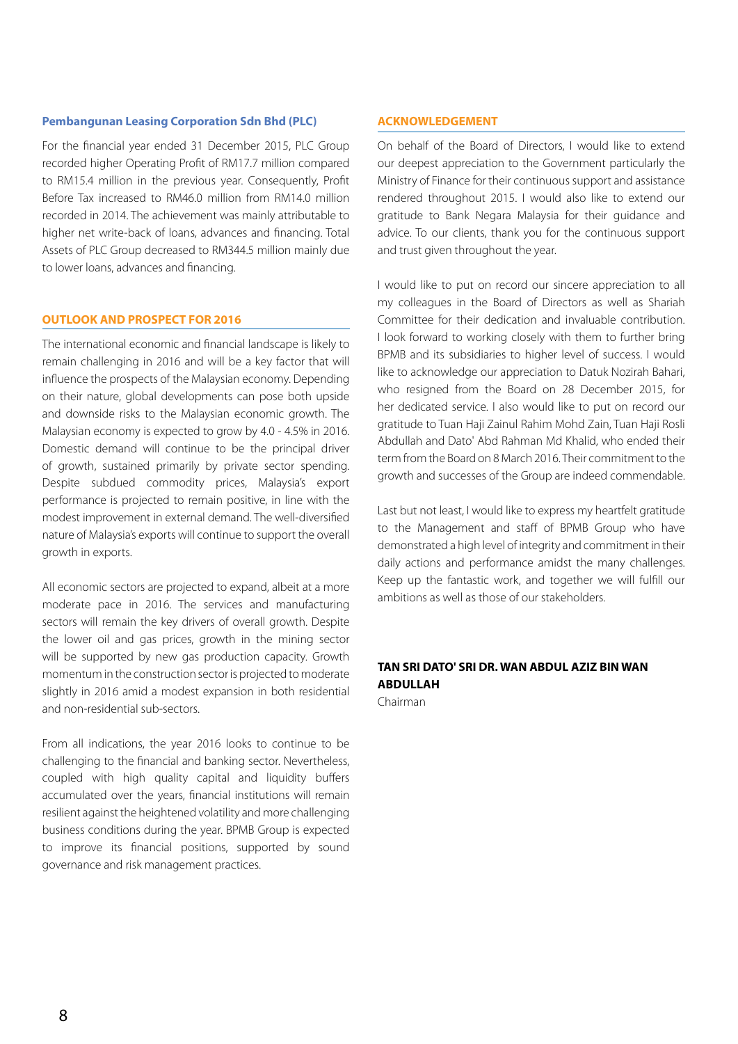### Pembangunan Leasing Corporation Sdn Bhd (PLC)

For the financial year ended 31 December 2015, PLC Group recorded higher Operating Profit of RM17.7 million compared to RM15.4 million in the previous year. Consequently, Profit Before Tax increased to RM46.0 million from RM14.0 million recorded in 2014. The achievement was mainly attributable to higher net write-back of loans, advances and financing. Total Assets of PLC Group decreased to RM344.5 million mainly due to lower loans, advances and financing.

## OUTLOOK AND PROSPECT FOR 2016

The international economic and financial landscape is likely to remain challenging in 2016 and will be a key factor that will influence the prospects of the Malaysian economy. Depending on their nature, global developments can pose both upside and downside risks to the Malaysian economic growth. The Malaysian economy is expected to grow by 4.0 - 4.5% in 2016. Domestic demand will continue to be the principal driver of growth, sustained primarily by private sector spending. Despite subdued commodity prices, Malaysia's export performance is projected to remain positive, in line with the modest improvement in external demand. The well-diversified nature of Malaysia's exports will continue to support the overall growth in exports.

All economic sectors are projected to expand, albeit at a more moderate pace in 2016. The services and manufacturing sectors will remain the key drivers of overall growth. Despite the lower oil and gas prices, growth in the mining sector will be supported by new gas production capacity. Growth momentum in the construction sector is projected to moderate slightly in 2016 amid a modest expansion in both residential and non-residential sub-sectors.

From all indications, the year 2016 looks to continue to be challenging to the financial and banking sector. Nevertheless, coupled with high quality capital and liquidity buffers accumulated over the years, financial institutions will remain resilient against the heightened volatility and more challenging business conditions during the year. BPMB Group is expected to improve its financial positions, supported by sound governance and risk management practices.

## ACKNOWLEDGEMENT

On behalf of the Board of Directors, I would like to extend our deepest appreciation to the Government particularly the Ministry of Finance for their continuous support and assistance rendered throughout 2015. I would also like to extend our gratitude to Bank Negara Malaysia for their guidance and advice. To our clients, thank you for the continuous support and trust given throughout the year.

I would like to put on record our sincere appreciation to all my colleagues in the Board of Directors as well as Shariah Committee for their dedication and invaluable contribution. I look forward to working closely with them to further bring BPMB and its subsidiaries to higher level of success. I would like to acknowledge our appreciation to Datuk Nozirah Bahari, who resigned from the Board on 28 December 2015, for her dedicated service. I also would like to put on record our gratitude to Tuan Haji Zainul Rahim Mohd Zain, Tuan Haji Rosli Abdullah and Dato' Abd Rahman Md Khalid, who ended their term from the Board on 8 March 2016. Their commitment to the growth and successes of the Group are indeed commendable.

Last but not least, I would like to express my heartfelt gratitude to the Management and staff of BPMB Group who have demonstrated a high level of integrity and commitment in their daily actions and performance amidst the many challenges. Keep up the fantastic work, and together we will fulfill our ambitions as well as those of our stakeholders.

**TAN SRI DATO' SRI DR. WAN ABDUL AZIZ BIN WAN ABDULLAH**
Chairman